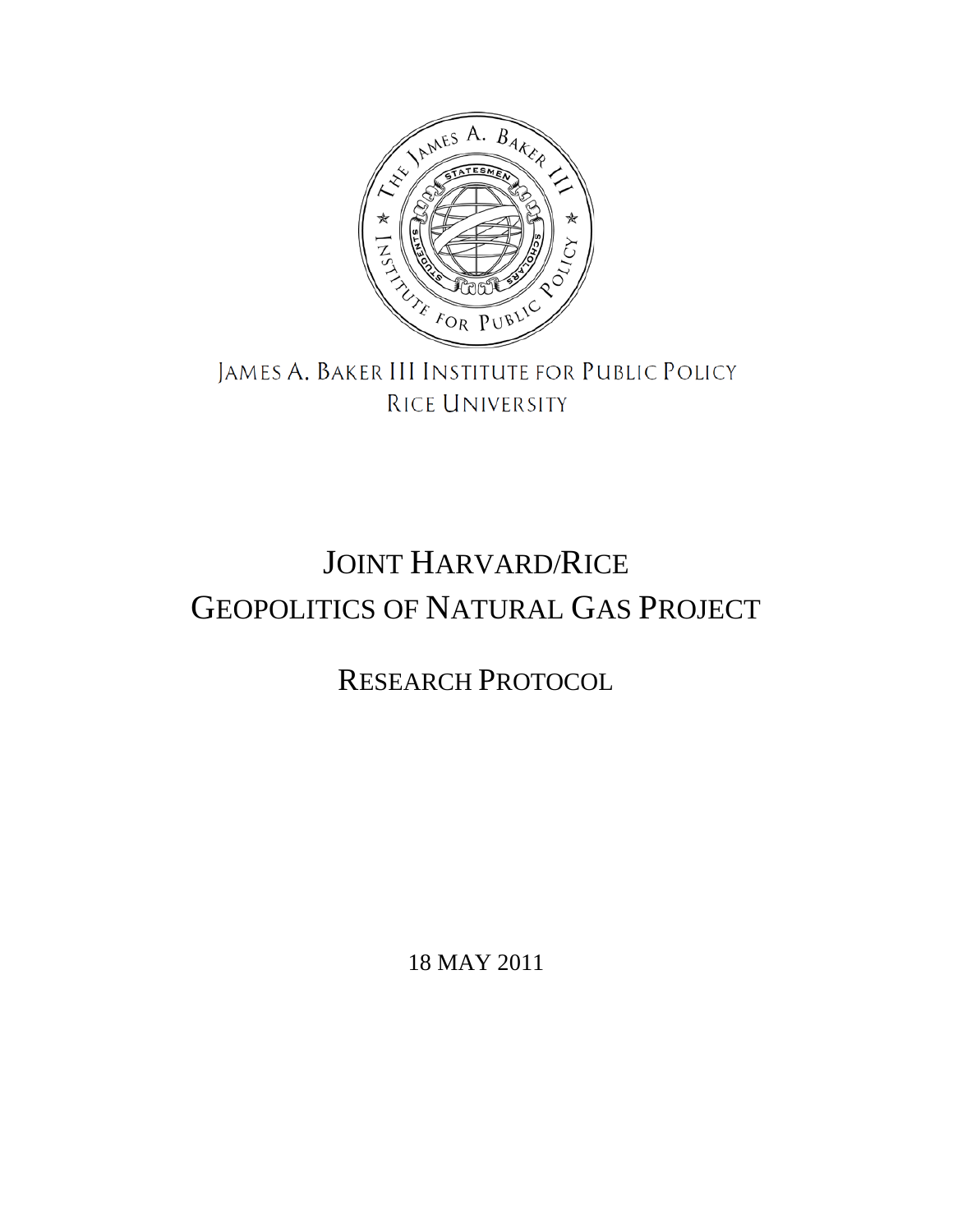JAMES A. BAKER III INSTITUTE FOR PUBLIC POLICY
RICE UNIVERSITY

# JOINT HARVARD/RICE GEOPOLITICS OF NATURAL GAS PROJECT

## RESEARCH PROTOCOL

18 MAY 2011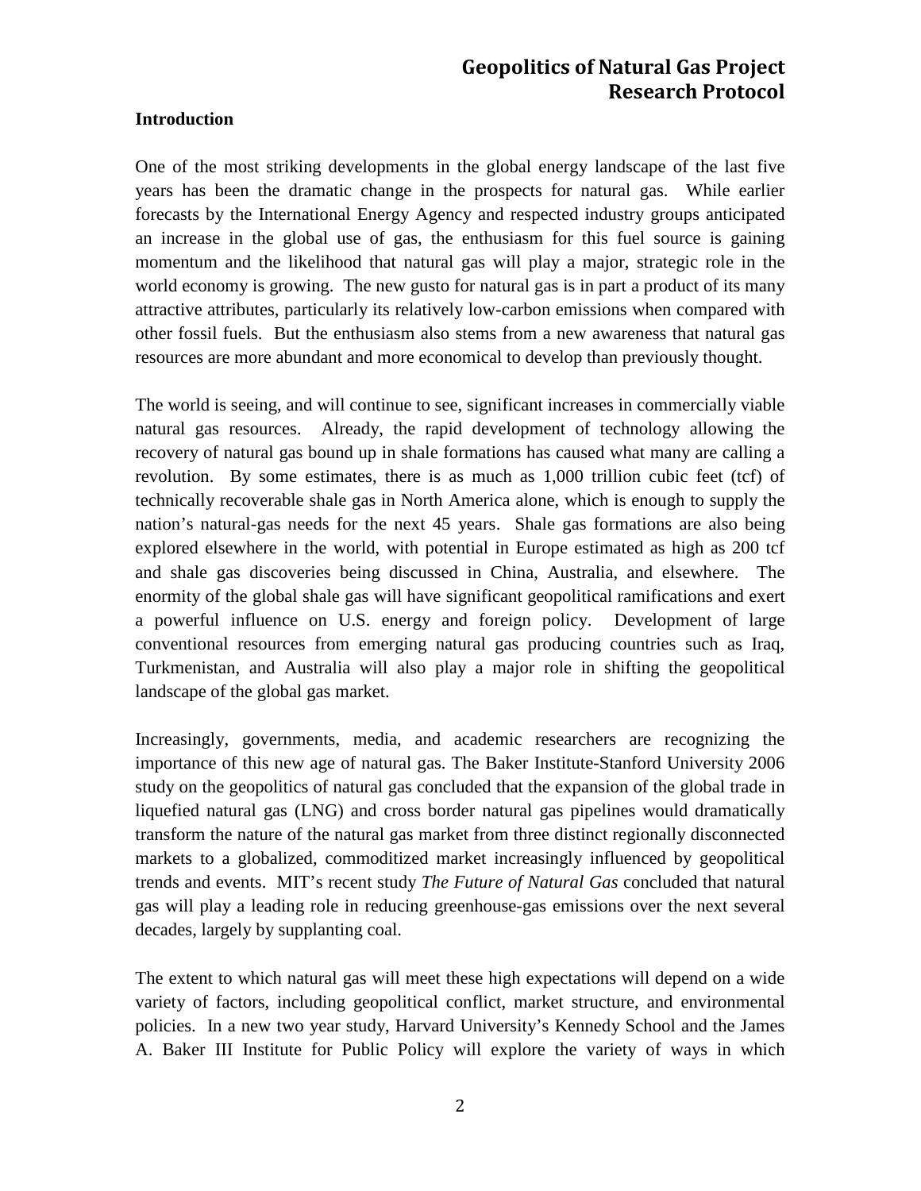# Geopolitics of Natural Gas Project
## Research Protocol

**Introduction**

One of the most striking developments in the global energy landscape of the last five years has been the dramatic change in the prospects for natural gas. While earlier forecasts by the International Energy Agency and respected industry groups anticipated an increase in the global use of gas, the enthusiasm for this fuel source is gaining momentum and the likelihood that natural gas will play a major, strategic role in the world economy is growing. The new gusto for natural gas is in part a product of its many attractive attributes, particularly its relatively low-carbon emissions when compared with other fossil fuels. But the enthusiasm also stems from a new awareness that natural gas resources are more abundant and more economical to develop than previously thought.

The world is seeing, and will continue to see, significant increases in commercially viable natural gas resources. Already, the rapid development of technology allowing the recovery of natural gas bound up in shale formations has caused what many are calling a revolution. By some estimates, there is as much as 1,000 trillion cubic feet (tcf) of technically recoverable shale gas in North America alone, which is enough to supply the nation's natural-gas needs for the next 45 years. Shale gas formations are also being explored elsewhere in the world, with potential in Europe estimated as high as 200 tcf and shale gas discoveries being discussed in China, Australia, and elsewhere. The enormity of the global shale gas will have significant geopolitical ramifications and exert a powerful influence on U.S. energy and foreign policy. Development of large conventional resources from emerging natural gas producing countries such as Iraq, Turkmenistan, and Australia will also play a major role in shifting the geopolitical landscape of the global gas market.

Increasingly, governments, media, and academic researchers are recognizing the importance of this new age of natural gas. The Baker Institute-Stanford University 2006 study on the geopolitics of natural gas concluded that the expansion of the global trade in liquefied natural gas (LNG) and cross border natural gas pipelines would dramatically transform the nature of the natural gas market from three distinct regionally disconnected markets to a globalized, commoditized market increasingly influenced by geopolitical trends and events. MIT's recent study *The Future of Natural Gas* concluded that natural gas will play a leading role in reducing greenhouse-gas emissions over the next several decades, largely by supplanting coal.

The extent to which natural gas will meet these high expectations will depend on a wide variety of factors, including geopolitical conflict, market structure, and environmental policies. In a new two year study, Harvard University's Kennedy School and the James A. Baker III Institute for Public Policy will explore the variety of ways in which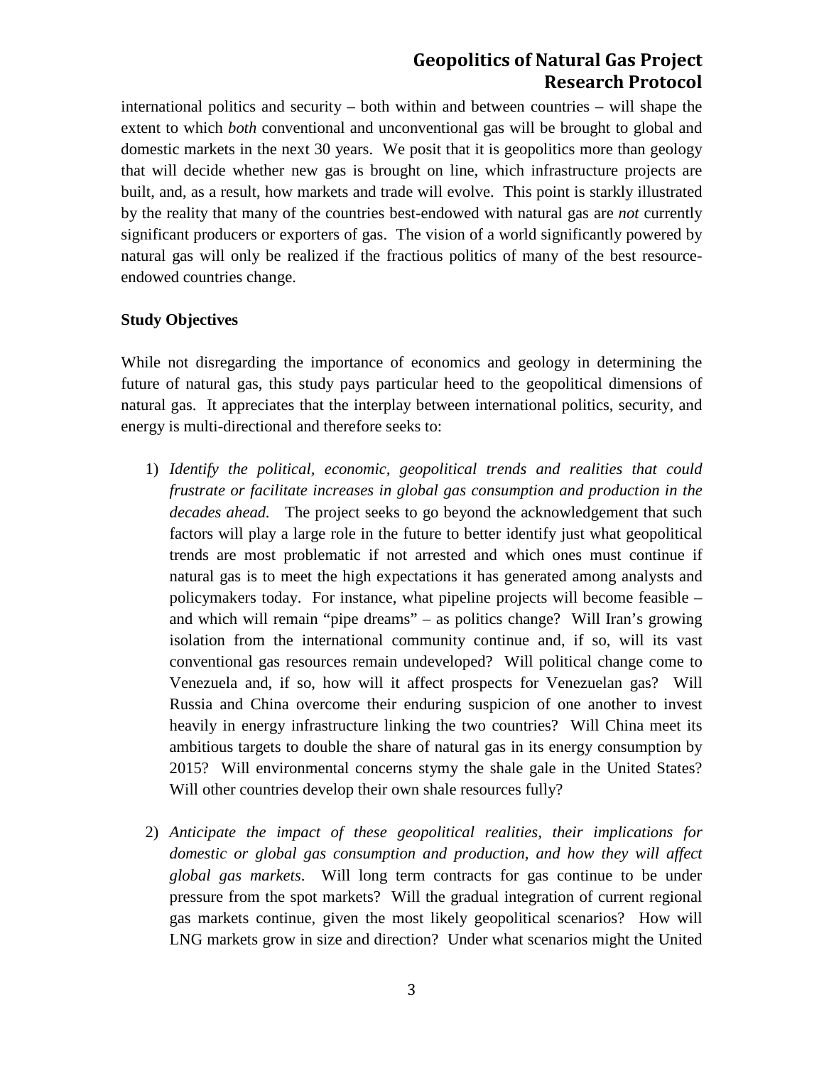international politics and security – both within and between countries – will shape the extent to which *both* conventional and unconventional gas will be brought to global and domestic markets in the next 30 years. We posit that it is geopolitics more than geology that will decide whether new gas is brought on line, which infrastructure projects are built, and, as a result, how markets and trade will evolve. This point is starkly illustrated by the reality that many of the countries best-endowed with natural gas are *not* currently significant producers or exporters of gas. The vision of a world significantly powered by natural gas will only be realized if the fractious politics of many of the best resource-endowed countries change.

**Study Objectives**

While not disregarding the importance of economics and geology in determining the future of natural gas, this study pays particular heed to the geopolitical dimensions of natural gas. It appreciates that the interplay between international politics, security, and energy is multi-directional and therefore seeks to:

1) *Identify the political, economic, geopolitical trends and realities that could frustrate or facilitate increases in global gas consumption and production in the decades ahead.* The project seeks to go beyond the acknowledgement that such factors will play a large role in the future to better identify just what geopolitical trends are most problematic if not arrested and which ones must continue if natural gas is to meet the high expectations it has generated among analysts and policymakers today. For instance, what pipeline projects will become feasible – and which will remain "pipe dreams" – as politics change? Will Iran's growing isolation from the international community continue and, if so, will its vast conventional gas resources remain undeveloped? Will political change come to Venezuela and, if so, how will it affect prospects for Venezuelan gas? Will Russia and China overcome their enduring suspicion of one another to invest heavily in energy infrastructure linking the two countries? Will China meet its ambitious targets to double the share of natural gas in its energy consumption by 2015? Will environmental concerns stymy the shale gale in the United States? Will other countries develop their own shale resources fully?

2) *Anticipate the impact of these geopolitical realities, their implications for domestic or global gas consumption and production, and how they will affect global gas markets.* Will long term contracts for gas continue to be under pressure from the spot markets? Will the gradual integration of current regional gas markets continue, given the most likely geopolitical scenarios? How will LNG markets grow in size and direction? Under what scenarios might the United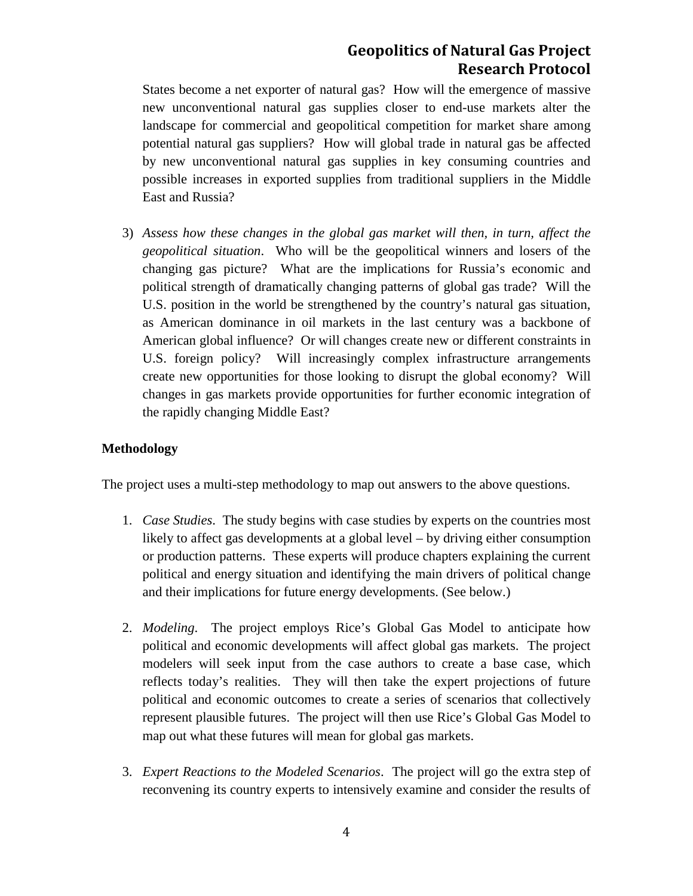States become a net exporter of natural gas? How will the emergence of massive new unconventional natural gas supplies closer to end-use markets alter the landscape for commercial and geopolitical competition for market share among potential natural gas suppliers? How will global trade in natural gas be affected by new unconventional natural gas supplies in key consuming countries and possible increases in exported supplies from traditional suppliers in the Middle East and Russia?

3) *Assess how these changes in the global gas market will then, in turn, affect the geopolitical situation*. Who will be the geopolitical winners and losers of the changing gas picture? What are the implications for Russia's economic and political strength of dramatically changing patterns of global gas trade? Will the U.S. position in the world be strengthened by the country's natural gas situation, as American dominance in oil markets in the last century was a backbone of American global influence? Or will changes create new or different constraints in U.S. foreign policy? Will increasingly complex infrastructure arrangements create new opportunities for those looking to disrupt the global economy? Will changes in gas markets provide opportunities for further economic integration of the rapidly changing Middle East?

**Methodology**

The project uses a multi-step methodology to map out answers to the above questions.

1. *Case Studies*. The study begins with case studies by experts on the countries most likely to affect gas developments at a global level – by driving either consumption or production patterns. These experts will produce chapters explaining the current political and energy situation and identifying the main drivers of political change and their implications for future energy developments. (See below.)

2. *Modeling*. The project employs Rice's Global Gas Model to anticipate how political and economic developments will affect global gas markets. The project modelers will seek input from the case authors to create a base case, which reflects today's realities. They will then take the expert projections of future political and economic outcomes to create a series of scenarios that collectively represent plausible futures. The project will then use Rice's Global Gas Model to map out what these futures will mean for global gas markets.

3. *Expert Reactions to the Modeled Scenarios*. The project will go the extra step of reconvening its country experts to intensively examine and consider the results of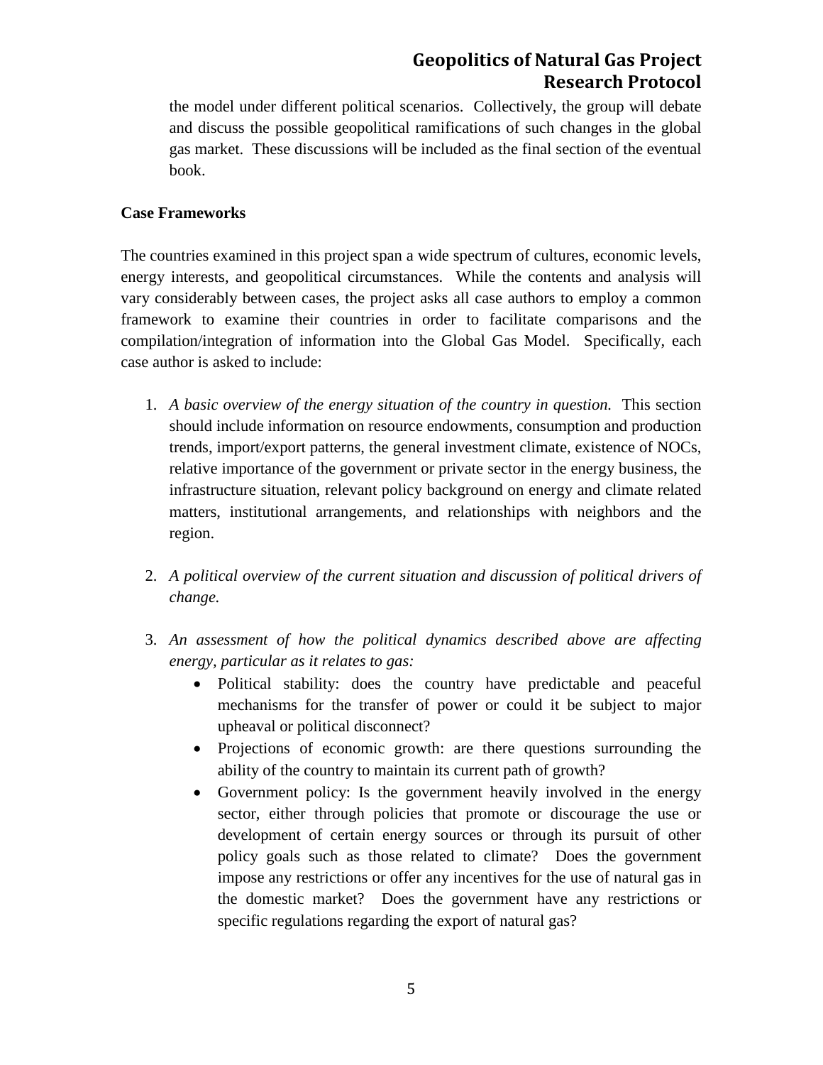the model under different political scenarios. Collectively, the group will debate and discuss the possible geopolitical ramifications of such changes in the global gas market. These discussions will be included as the final section of the eventual book.

**Case Frameworks**

The countries examined in this project span a wide spectrum of cultures, economic levels, energy interests, and geopolitical circumstances. While the contents and analysis will vary considerably between cases, the project asks all case authors to employ a common framework to examine their countries in order to facilitate comparisons and the compilation/integration of information into the Global Gas Model. Specifically, each case author is asked to include:

1. *A basic overview of the energy situation of the country in question.* This section should include information on resource endowments, consumption and production trends, import/export patterns, the general investment climate, existence of NOCs, relative importance of the government or private sector in the energy business, the infrastructure situation, relevant policy background on energy and climate related matters, institutional arrangements, and relationships with neighbors and the region.

2. *A political overview of the current situation and discussion of political drivers of change.*

3. *An assessment of how the political dynamics described above are affecting energy, particular as it relates to gas:*
   - Political stability: does the country have predictable and peaceful mechanisms for the transfer of power or could it be subject to major upheaval or political disconnect?
   - Projections of economic growth: are there questions surrounding the ability of the country to maintain its current path of growth?
   - Government policy: Is the government heavily involved in the energy sector, either through policies that promote or discourage the use or development of certain energy sources or through its pursuit of other policy goals such as those related to climate? Does the government impose any restrictions or offer any incentives for the use of natural gas in the domestic market? Does the government have any restrictions or specific regulations regarding the export of natural gas?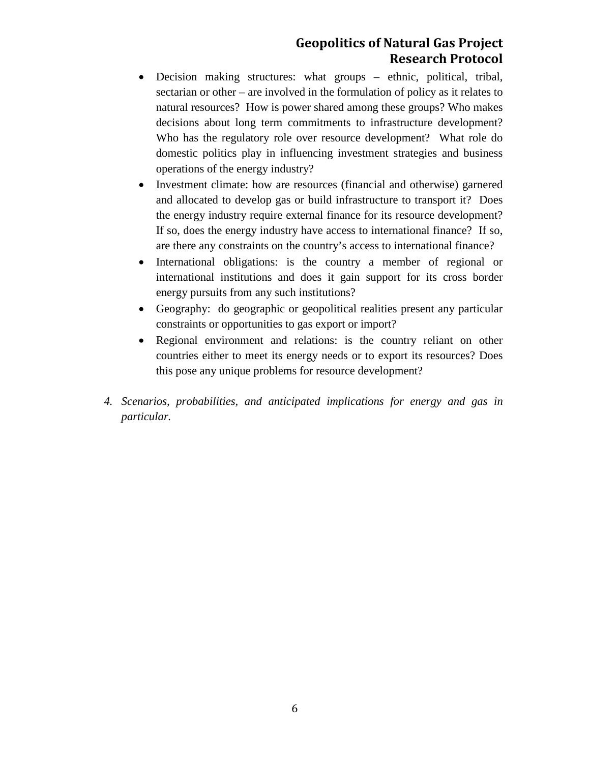- Decision making structures: what groups – ethnic, political, tribal, sectarian or other – are involved in the formulation of policy as it relates to natural resources? How is power shared among these groups? Who makes decisions about long term commitments to infrastructure development? Who has the regulatory role over resource development? What role do domestic politics play in influencing investment strategies and business operations of the energy industry?
- Investment climate: how are resources (financial and otherwise) garnered and allocated to develop gas or build infrastructure to transport it? Does the energy industry require external finance for its resource development? If so, does the energy industry have access to international finance? If so, are there any constraints on the country's access to international finance?
- International obligations: is the country a member of regional or international institutions and does it gain support for its cross border energy pursuits from any such institutions?
- Geography: do geographic or geopolitical realities present any particular constraints or opportunities to gas export or import?
- Regional environment and relations: is the country reliant on other countries either to meet its energy needs or to export its resources? Does this pose any unique problems for resource development?

4. *Scenarios, probabilities, and anticipated implications for energy and gas in particular.*